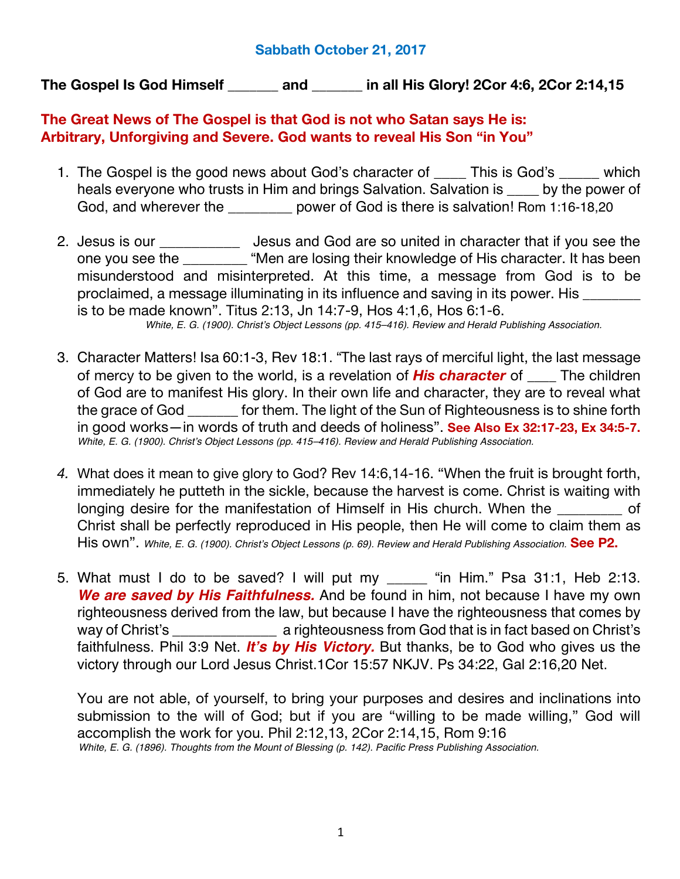**Sabbath October 21, 2017**

**The Gospel Is God Himself \_\_\_\_\_\_ and \_\_\_\_\_\_ in all His Glory! 2Cor 4:6, 2Cor 2:14,15**

**The Great News of The Gospel is that God is not who Satan says He is: Arbitrary, Unforgiving and Severe. God wants to reveal His Son "in You"**

1. The Gospel is the good news about God's character of \_\_\_\_ This is God's \_\_\_\_\_ which heals everyone who trusts in Him and brings Salvation. Salvation is \_\_\_\_ by the power of God, and wherever the \_\_\_\_\_\_\_\_ power of God is there is salvation! Rom 1:16-18,20

2. Jesus is our \_\_\_\_\_\_\_\_\_\_ Jesus and God are so united in character that if you see the one you see the \_\_\_\_\_\_\_\_ "Men are losing their knowledge of His character. It has been misunderstood and misinterpreted. At this time, a message from God is to be proclaimed, a message illuminating in its influence and saving in its power. His \_\_\_\_\_\_\_ is to be made known". Titus 2:13, Jn 14:7-9, Hos 4:1,6, Hos 6:1-6.
   *White, E. G. (1900). Christ's Object Lessons (pp. 415–416). Review and Herald Publishing Association.*

3. Character Matters! Isa 60:1-3, Rev 18:1. "The last rays of merciful light, the last message of mercy to be given to the world, is a revelation of ***His character*** of \_\_\_\_ The children of God are to manifest His glory. In their own life and character, they are to reveal what the grace of God \_\_\_\_\_\_ for them. The light of the Sun of Righteousness is to shine forth in good works—in words of truth and deeds of holiness". **See Also Ex 32:17-23, Ex 34:5-7.**
   *White, E. G. (1900). Christ's Object Lessons (pp. 415–416). Review and Herald Publishing Association.*

4. What does it mean to give glory to God? Rev 14:6,14-16. "When the fruit is brought forth, immediately he putteth in the sickle, because the harvest is come. Christ is waiting with longing desire for the manifestation of Himself in His church. When the \_\_\_\_\_\_\_\_ of Christ shall be perfectly reproduced in His people, then He will come to claim them as His own". *White, E. G. (1900). Christ's Object Lessons (p. 69). Review and Herald Publishing Association.* **See P2.**

5. What must I do to be saved? I will put my \_\_\_\_\_ "in Him." Psa 31:1, Heb 2:13. ***We are saved by His Faithfulness.*** And be found in him, not because I have my own righteousness derived from the law, but because I have the righteousness that comes by way of Christ's \_\_\_\_\_\_\_\_\_\_\_\_\_ a righteousness from God that is in fact based on Christ's faithfulness. Phil 3:9 Net. ***It's by His Victory.*** But thanks, be to God who gives us the victory through our Lord Jesus Christ.1Cor 15:57 NKJV. Ps 34:22, Gal 2:16,20 Net.

   You are not able, of yourself, to bring your purposes and desires and inclinations into submission to the will of God; but if you are "willing to be made willing," God will accomplish the work for you. Phil 2:12,13, 2Cor 2:14,15, Rom 9:16
   *White, E. G. (1896). Thoughts from the Mount of Blessing (p. 142). Pacific Press Publishing Association.*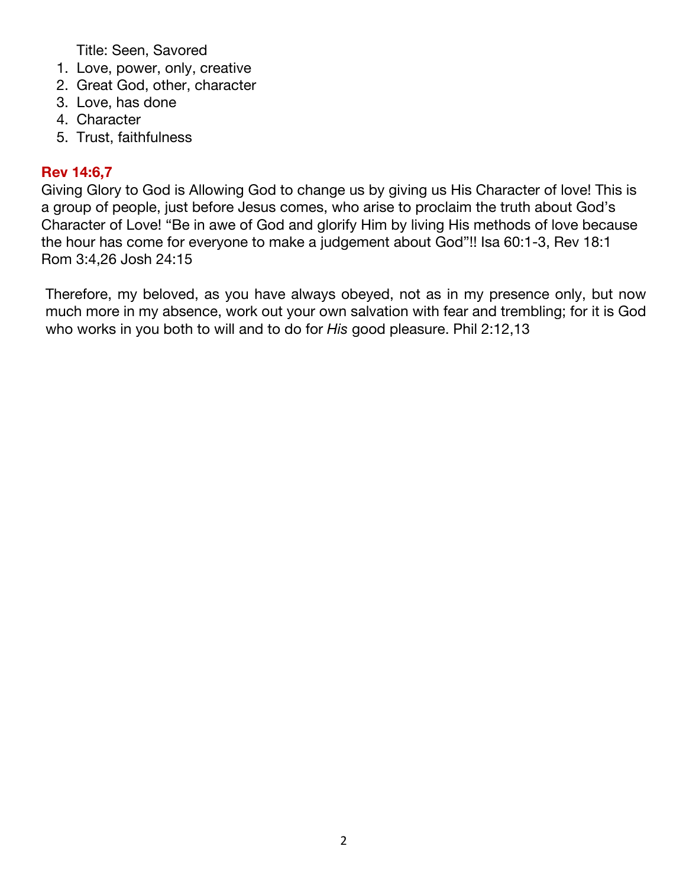Title: Seen, Savored

1. Love, power, only, creative
2. Great God, other, character
3. Love, has done
4. Character
5. Trust, faithfulness

**Rev 14:6,7**

Giving Glory to God is Allowing God to change us by giving us His Character of love! This is a group of people, just before Jesus comes, who arise to proclaim the truth about God's Character of Love! "Be in awe of God and glorify Him by living His methods of love because the hour has come for everyone to make a judgement about God"!! Isa 60:1-3, Rev 18:1 Rom 3:4,26 Josh 24:15

Therefore, my beloved, as you have always obeyed, not as in my presence only, but now much more in my absence, work out your own salvation with fear and trembling; for it is God who works in you both to will and to do for *His* good pleasure. Phil 2:12,13